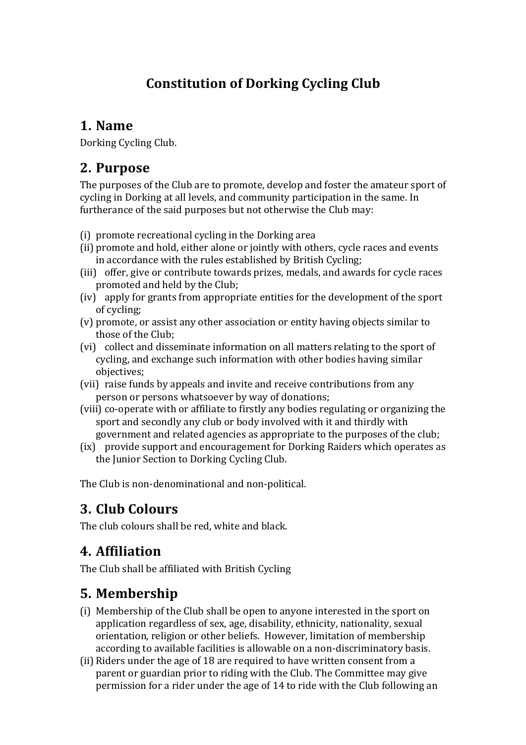# Constitution of Dorking Cycling Club

## 1. Name

Dorking Cycling Club.

## 2. Purpose

The purposes of the Club are to promote, develop and foster the amateur sport of cycling in Dorking at all levels, and community participation in the same. In furtherance of the said purposes but not otherwise the Club may:

(i) promote recreational cycling in the Dorking area
(ii) promote and hold, either alone or jointly with others, cycle races and events in accordance with the rules established by British Cycling;
(iii) offer, give or contribute towards prizes, medals, and awards for cycle races promoted and held by the Club;
(iv) apply for grants from appropriate entities for the development of the sport of cycling;
(v) promote, or assist any other association or entity having objects similar to those of the Club;
(vi) collect and disseminate information on all matters relating to the sport of cycling, and exchange such information with other bodies having similar objectives;
(vii) raise funds by appeals and invite and receive contributions from any person or persons whatsoever by way of donations;
(viii) co-operate with or affiliate to firstly any bodies regulating or organizing the sport and secondly any club or body involved with it and thirdly with government and related agencies as appropriate to the purposes of the club;
(ix) provide support and encouragement for Dorking Raiders which operates as the Junior Section to Dorking Cycling Club.

The Club is non-denominational and non-political.

## 3. Club Colours

The club colours shall be red, white and black.

## 4. Affiliation

The Club shall be affiliated with British Cycling

## 5. Membership

(i) Membership of the Club shall be open to anyone interested in the sport on application regardless of sex, age, disability, ethnicity, nationality, sexual orientation, religion or other beliefs. However, limitation of membership according to available facilities is allowable on a non-discriminatory basis.
(ii) Riders under the age of 18 are required to have written consent from a parent or guardian prior to riding with the Club. The Committee may give permission for a rider under the age of 14 to ride with the Club following an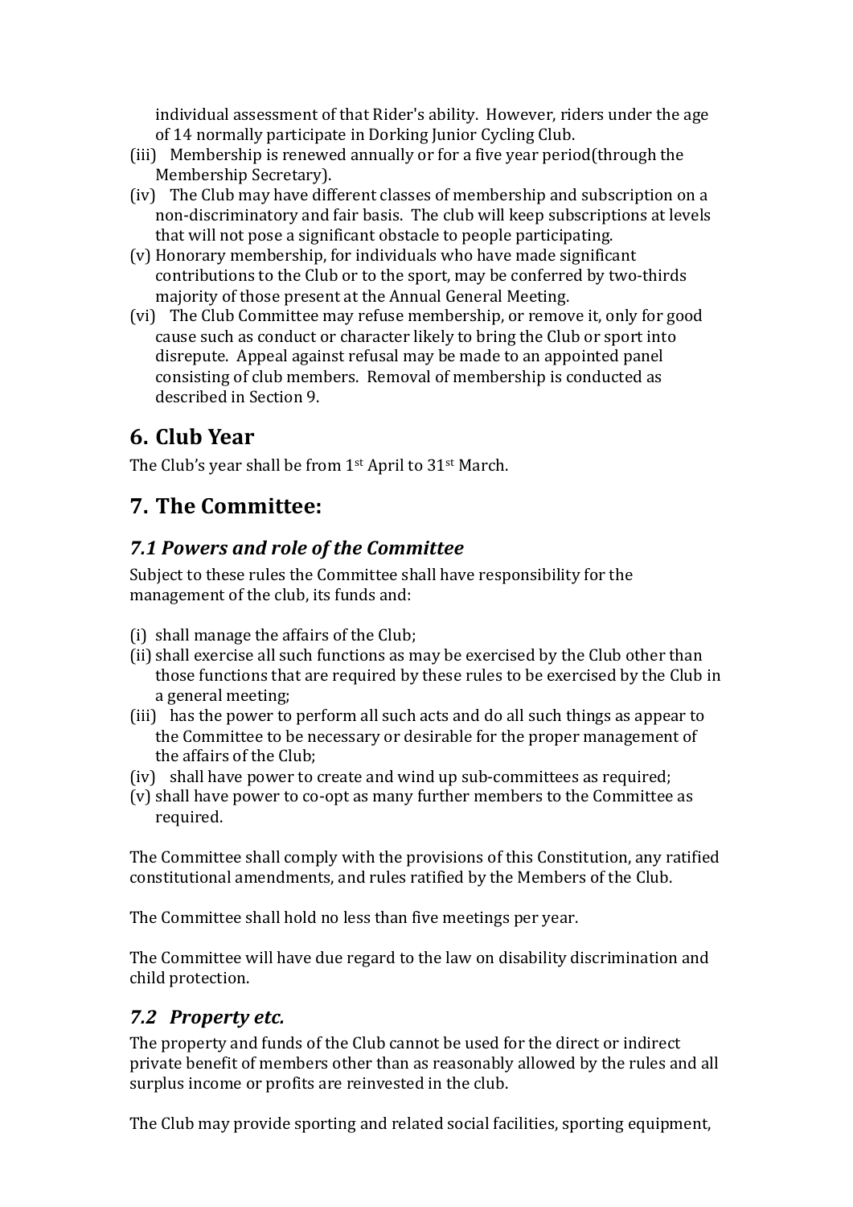individual assessment of that Rider's ability. However, riders under the age of 14 normally participate in Dorking Junior Cycling Club.

(iii) Membership is renewed annually or for a five year period(through the Membership Secretary).

(iv) The Club may have different classes of membership and subscription on a non-discriminatory and fair basis. The club will keep subscriptions at levels that will not pose a significant obstacle to people participating.

(v) Honorary membership, for individuals who have made significant contributions to the Club or to the sport, may be conferred by two-thirds majority of those present at the Annual General Meeting.

(vi) The Club Committee may refuse membership, or remove it, only for good cause such as conduct or character likely to bring the Club or sport into disrepute. Appeal against refusal may be made to an appointed panel consisting of club members. Removal of membership is conducted as described in Section 9.

## 6. Club Year

The Club's year shall be from 1st April to 31st March.

## 7. The Committee:

### *7.1 Powers and role of the Committee*

Subject to these rules the Committee shall have responsibility for the management of the club, its funds and:

(i) shall manage the affairs of the Club;

(ii) shall exercise all such functions as may be exercised by the Club other than those functions that are required by these rules to be exercised by the Club in a general meeting;

(iii) has the power to perform all such acts and do all such things as appear to the Committee to be necessary or desirable for the proper management of the affairs of the Club;

(iv) shall have power to create and wind up sub-committees as required;

(v) shall have power to co-opt as many further members to the Committee as required.

The Committee shall comply with the provisions of this Constitution, any ratified constitutional amendments, and rules ratified by the Members of the Club.

The Committee shall hold no less than five meetings per year.

The Committee will have due regard to the law on disability discrimination and child protection.

### *7.2 Property etc.*

The property and funds of the Club cannot be used for the direct or indirect private benefit of members other than as reasonably allowed by the rules and all surplus income or profits are reinvested in the club.

The Club may provide sporting and related social facilities, sporting equipment,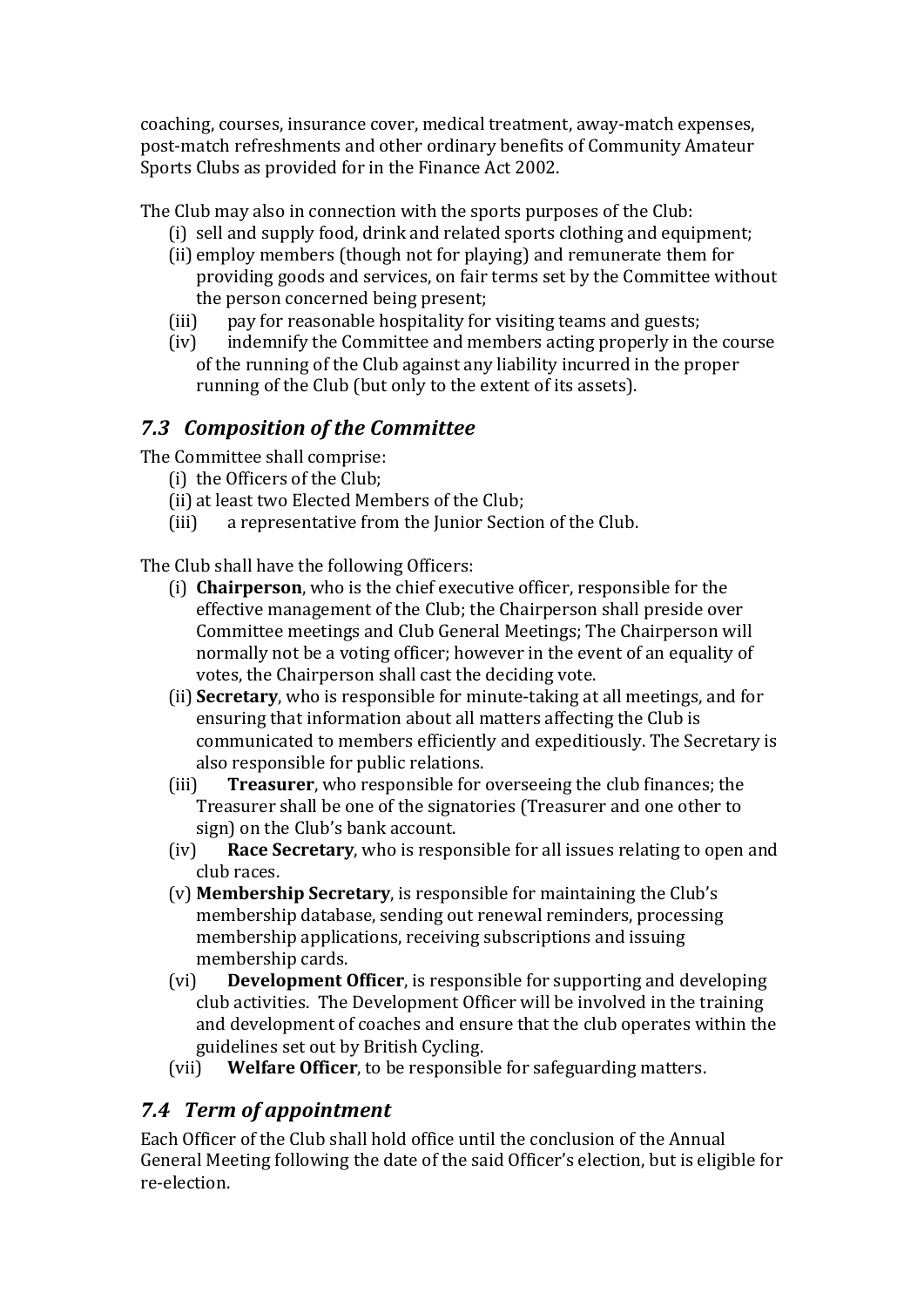coaching, courses, insurance cover, medical treatment, away-match expenses, post-match refreshments and other ordinary benefits of Community Amateur Sports Clubs as provided for in the Finance Act 2002.

The Club may also in connection with the sports purposes of the Club:

- (i) sell and supply food, drink and related sports clothing and equipment;
- (ii) employ members (though not for playing) and remunerate them for providing goods and services, on fair terms set by the Committee without the person concerned being present;
- (iii) pay for reasonable hospitality for visiting teams and guests;
- (iv) indemnify the Committee and members acting properly in the course of the running of the Club against any liability incurred in the proper running of the Club (but only to the extent of its assets).

## *7.3 Composition of the Committee*

The Committee shall comprise:

- (i) the Officers of the Club;
- (ii) at least two Elected Members of the Club;
- (iii) a representative from the Junior Section of the Club.

The Club shall have the following Officers:

- (i) **Chairperson**, who is the chief executive officer, responsible for the effective management of the Club; the Chairperson shall preside over Committee meetings and Club General Meetings; The Chairperson will normally not be a voting officer; however in the event of an equality of votes, the Chairperson shall cast the deciding vote.
- (ii) **Secretary**, who is responsible for minute-taking at all meetings, and for ensuring that information about all matters affecting the Club is communicated to members efficiently and expeditiously. The Secretary is also responsible for public relations.
- (iii) **Treasurer**, who responsible for overseeing the club finances; the Treasurer shall be one of the signatories (Treasurer and one other to sign) on the Club's bank account.
- (iv) **Race Secretary**, who is responsible for all issues relating to open and club races.
- (v) **Membership Secretary**, is responsible for maintaining the Club's membership database, sending out renewal reminders, processing membership applications, receiving subscriptions and issuing membership cards.
- (vi) **Development Officer**, is responsible for supporting and developing club activities. The Development Officer will be involved in the training and development of coaches and ensure that the club operates within the guidelines set out by British Cycling.
- (vii) **Welfare Officer**, to be responsible for safeguarding matters.

## *7.4 Term of appointment*

Each Officer of the Club shall hold office until the conclusion of the Annual General Meeting following the date of the said Officer's election, but is eligible for re-election.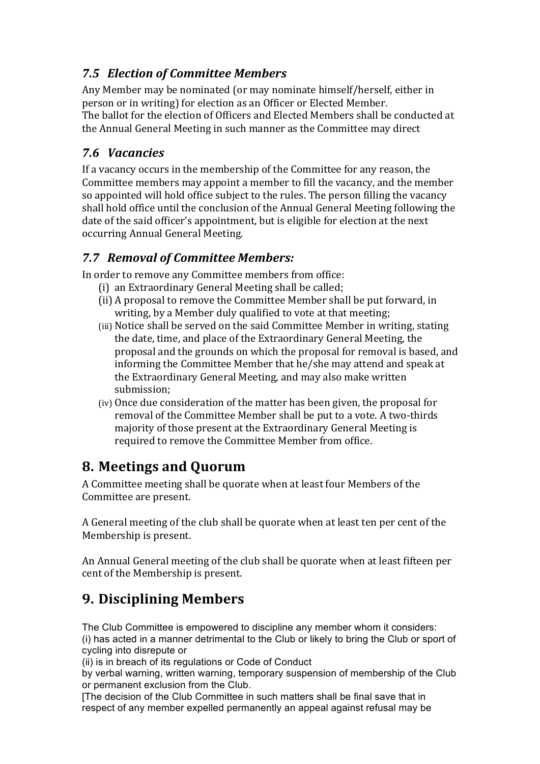### *7.5 Election of Committee Members*

Any Member may be nominated (or may nominate himself/herself, either in person or in writing) for election as an Officer or Elected Member.
The ballot for the election of Officers and Elected Members shall be conducted at the Annual General Meeting in such manner as the Committee may direct

### *7.6 Vacancies*

If a vacancy occurs in the membership of the Committee for any reason, the Committee members may appoint a member to fill the vacancy, and the member so appointed will hold office subject to the rules. The person filling the vacancy shall hold office until the conclusion of the Annual General Meeting following the date of the said officer's appointment, but is eligible for election at the next occurring Annual General Meeting.

### *7.7 Removal of Committee Members:*

In order to remove any Committee members from office:

(i) an Extraordinary General Meeting shall be called;

(ii) A proposal to remove the Committee Member shall be put forward, in writing, by a Member duly qualified to vote at that meeting;

(iii) Notice shall be served on the said Committee Member in writing, stating the date, time, and place of the Extraordinary General Meeting, the proposal and the grounds on which the proposal for removal is based, and informing the Committee Member that he/she may attend and speak at the Extraordinary General Meeting, and may also make written submission;

(iv) Once due consideration of the matter has been given, the proposal for removal of the Committee Member shall be put to a vote. A two-thirds majority of those present at the Extraordinary General Meeting is required to remove the Committee Member from office.

## 8. Meetings and Quorum

A Committee meeting shall be quorate when at least four Members of the Committee are present.

A General meeting of the club shall be quorate when at least ten per cent of the Membership is present.

An Annual General meeting of the club shall be quorate when at least fifteen per cent of the Membership is present.

## 9. Disciplining Members

The Club Committee is empowered to discipline any member whom it considers:
(i) has acted in a manner detrimental to the Club or likely to bring the Club or sport of cycling into disrepute or
(ii) is in breach of its regulations or Code of Conduct
by verbal warning, written warning, temporary suspension of membership of the Club or permanent exclusion from the Club.
[The decision of the Club Committee in such matters shall be final save that in respect of any member expelled permanently an appeal against refusal may be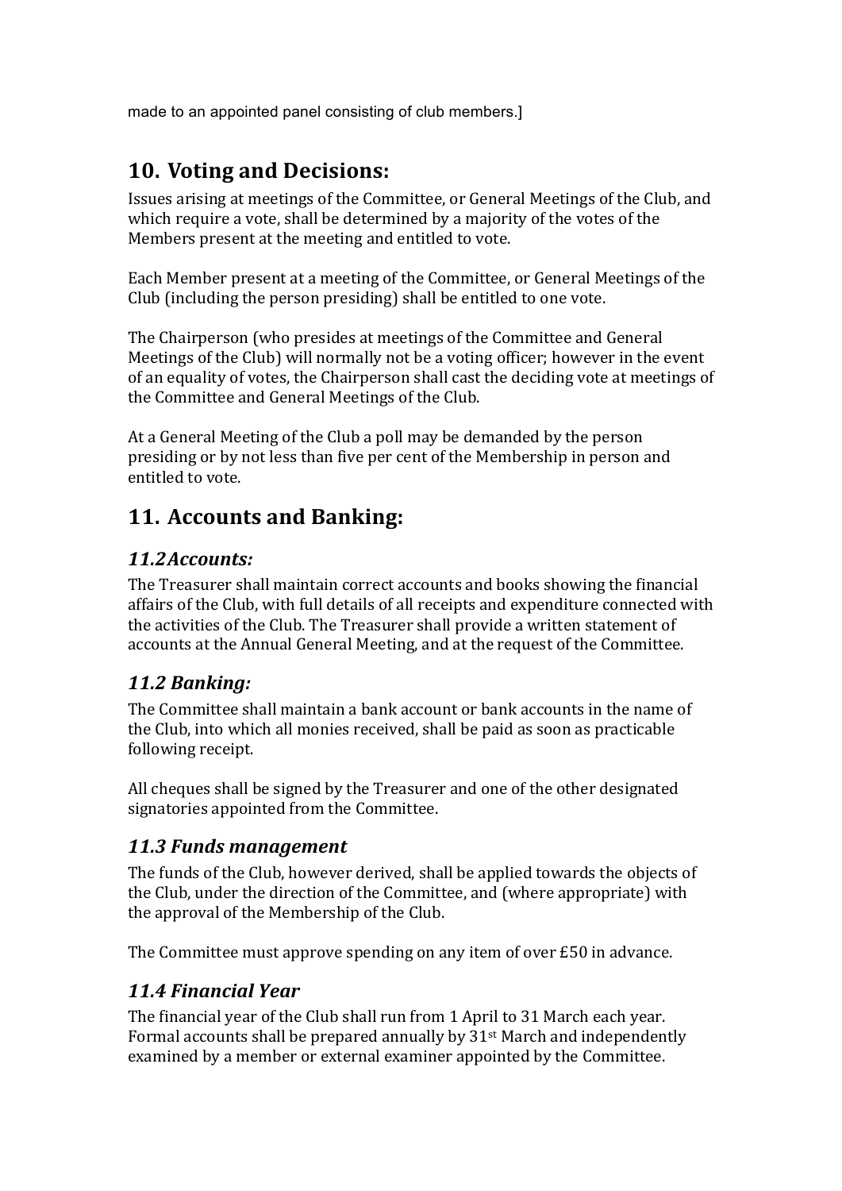made to an appointed panel consisting of club members.]

## 10. Voting and Decisions:

Issues arising at meetings of the Committee, or General Meetings of the Club, and which require a vote, shall be determined by a majority of the votes of the Members present at the meeting and entitled to vote.

Each Member present at a meeting of the Committee, or General Meetings of the Club (including the person presiding) shall be entitled to one vote.

The Chairperson (who presides at meetings of the Committee and General Meetings of the Club) will normally not be a voting officer; however in the event of an equality of votes, the Chairperson shall cast the deciding vote at meetings of the Committee and General Meetings of the Club.

At a General Meeting of the Club a poll may be demanded by the person presiding or by not less than five per cent of the Membership in person and entitled to vote.

## 11. Accounts and Banking:

### *11.2 Accounts:*

The Treasurer shall maintain correct accounts and books showing the financial affairs of the Club, with full details of all receipts and expenditure connected with the activities of the Club. The Treasurer shall provide a written statement of accounts at the Annual General Meeting, and at the request of the Committee.

### *11.2 Banking:*

The Committee shall maintain a bank account or bank accounts in the name of the Club, into which all monies received, shall be paid as soon as practicable following receipt.

All cheques shall be signed by the Treasurer and one of the other designated signatories appointed from the Committee.

### *11.3 Funds management*

The funds of the Club, however derived, shall be applied towards the objects of the Club, under the direction of the Committee, and (where appropriate) with the approval of the Membership of the Club.

The Committee must approve spending on any item of over £50 in advance.

### *11.4 Financial Year*

The financial year of the Club shall run from 1 April to 31 March each year. Formal accounts shall be prepared annually by 31st March and independently examined by a member or external examiner appointed by the Committee.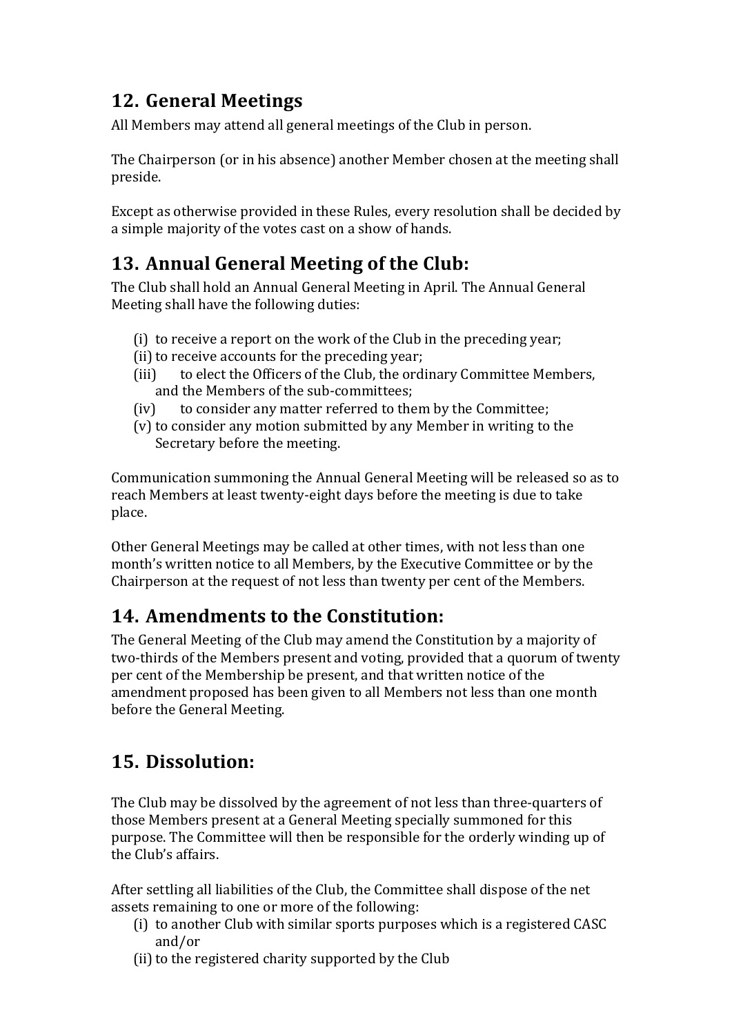## 12. General Meetings

All Members may attend all general meetings of the Club in person.

The Chairperson (or in his absence) another Member chosen at the meeting shall preside.

Except as otherwise provided in these Rules, every resolution shall be decided by a simple majority of the votes cast on a show of hands.

## 13. Annual General Meeting of the Club:

The Club shall hold an Annual General Meeting in April. The Annual General Meeting shall have the following duties:

(i) to receive a report on the work of the Club in the preceding year;
(ii) to receive accounts for the preceding year;
(iii) to elect the Officers of the Club, the ordinary Committee Members, and the Members of the sub-committees;
(iv) to consider any matter referred to them by the Committee;
(v) to consider any motion submitted by any Member in writing to the Secretary before the meeting.

Communication summoning the Annual General Meeting will be released so as to reach Members at least twenty-eight days before the meeting is due to take place.

Other General Meetings may be called at other times, with not less than one month's written notice to all Members, by the Executive Committee or by the Chairperson at the request of not less than twenty per cent of the Members.

## 14. Amendments to the Constitution:

The General Meeting of the Club may amend the Constitution by a majority of two-thirds of the Members present and voting, provided that a quorum of twenty per cent of the Membership be present, and that written notice of the amendment proposed has been given to all Members not less than one month before the General Meeting.

## 15. Dissolution:

The Club may be dissolved by the agreement of not less than three-quarters of those Members present at a General Meeting specially summoned for this purpose. The Committee will then be responsible for the orderly winding up of the Club's affairs.

After settling all liabilities of the Club, the Committee shall dispose of the net assets remaining to one or more of the following:

(i) to another Club with similar sports purposes which is a registered CASC and/or
(ii) to the registered charity supported by the Club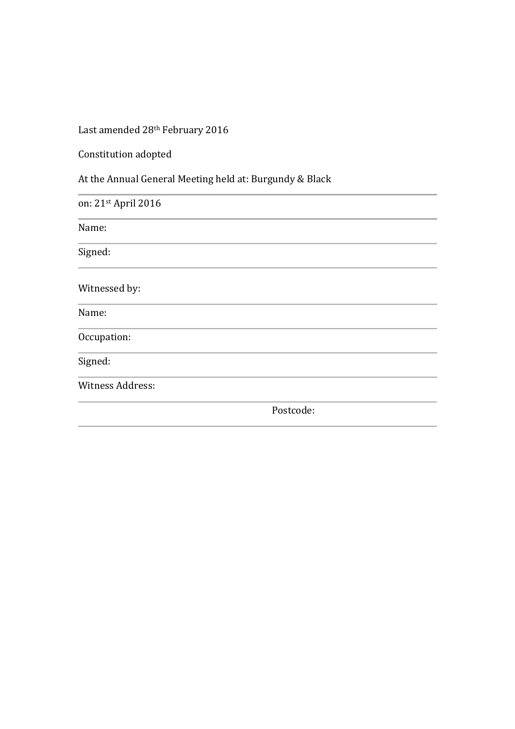Last amended 28th February 2016

Constitution adopted

At the Annual General Meeting held at: Burgundy & Black

on: 21st April 2016

Name:

Signed:

Witnessed by:

Name:

Occupation:

Signed:

Witness Address:

Postcode: